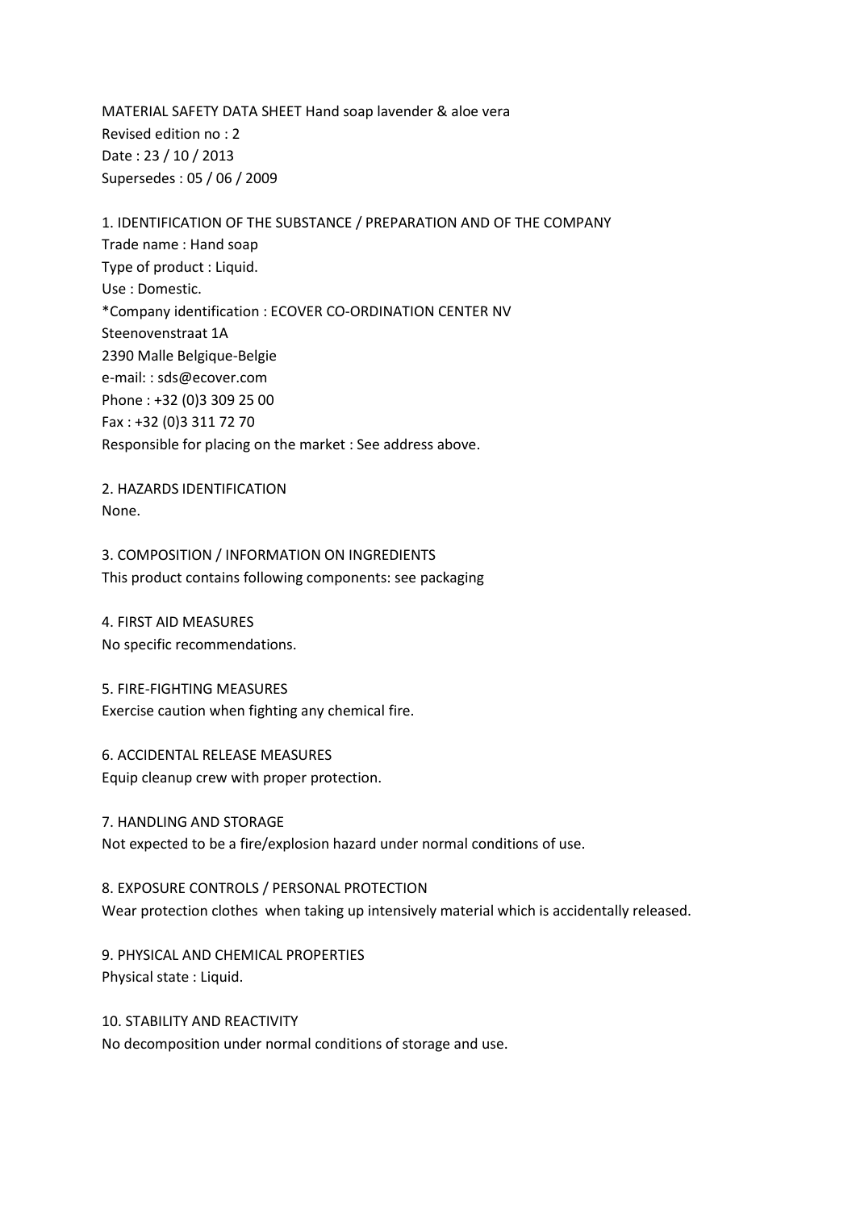MATERIAL SAFETY DATA SHEET Hand soap lavender & aloe vera
Revised edition no : 2
Date : 23 / 10 / 2013
Supersedes : 05 / 06 / 2009

## 1. IDENTIFICATION OF THE SUBSTANCE / PREPARATION AND OF THE COMPANY

Trade name : Hand soap
Type of product : Liquid.
Use : Domestic.
*Company identification : ECOVER CO-ORDINATION CENTER NV
Steenovenstraat 1A
2390 Malle Belgique-Belgie
e-mail: : sds@ecover.com
Phone : +32 (0)3 309 25 00
Fax : +32 (0)3 311 72 70
Responsible for placing on the market : See address above.

## 2. HAZARDS IDENTIFICATION

None.

## 3. COMPOSITION / INFORMATION ON INGREDIENTS

This product contains following components: see packaging

## 4. FIRST AID MEASURES

No specific recommendations.

## 5. FIRE-FIGHTING MEASURES

Exercise caution when fighting any chemical fire.

## 6. ACCIDENTAL RELEASE MEASURES

Equip cleanup crew with proper protection.

## 7. HANDLING AND STORAGE

Not expected to be a fire/explosion hazard under normal conditions of use.

## 8. EXPOSURE CONTROLS / PERSONAL PROTECTION

Wear protection clothes when taking up intensively material which is accidentally released.

## 9. PHYSICAL AND CHEMICAL PROPERTIES

Physical state : Liquid.

## 10. STABILITY AND REACTIVITY

No decomposition under normal conditions of storage and use.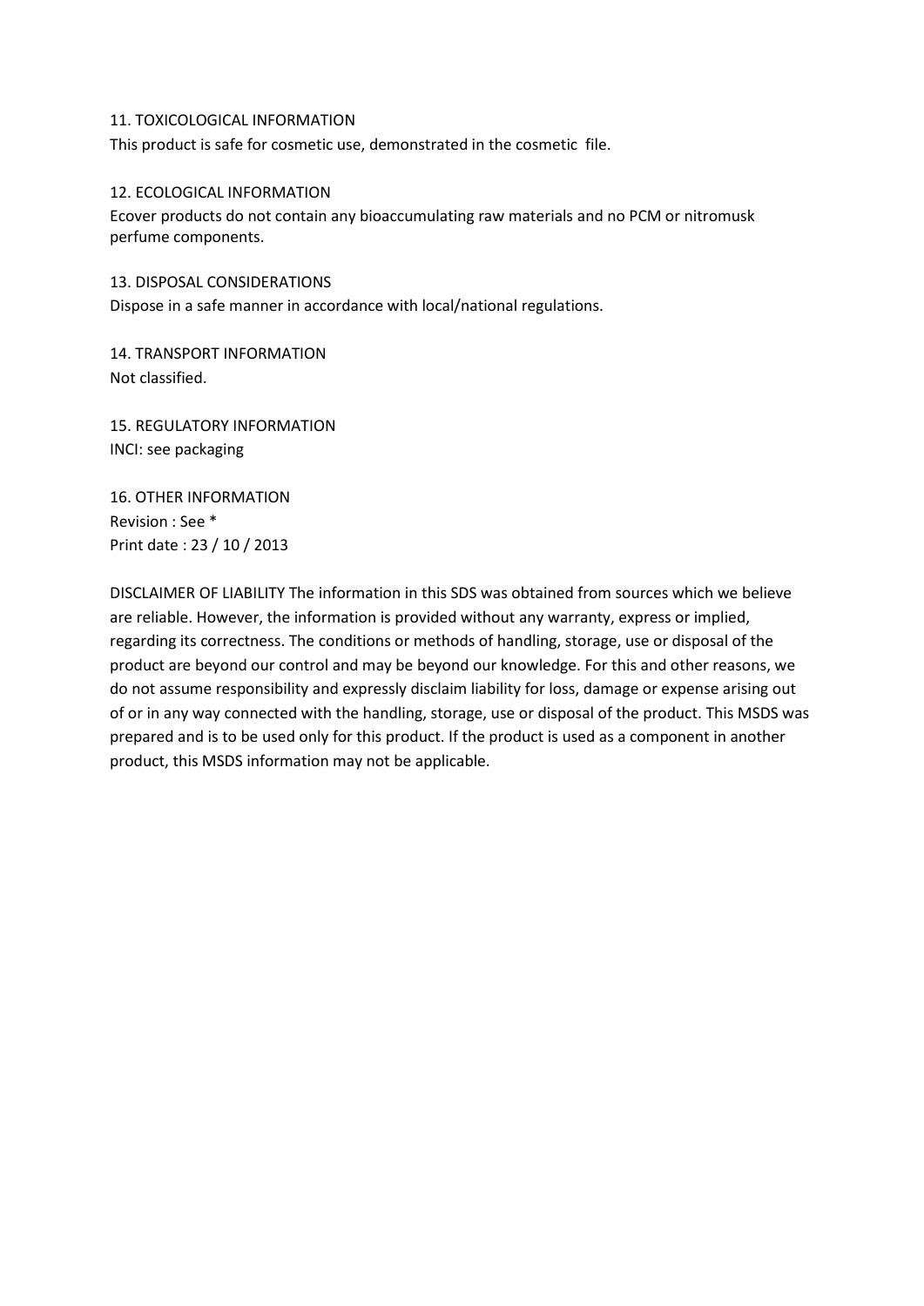## 11. TOXICOLOGICAL INFORMATION

This product is safe for cosmetic use, demonstrated in the cosmetic file.

## 12. ECOLOGICAL INFORMATION

Ecover products do not contain any bioaccumulating raw materials and no PCM or nitromusk perfume components.

## 13. DISPOSAL CONSIDERATIONS

Dispose in a safe manner in accordance with local/national regulations.

## 14. TRANSPORT INFORMATION

Not classified.

## 15. REGULATORY INFORMATION

INCI: see packaging

## 16. OTHER INFORMATION

Revision : See *
Print date : 23 / 10 / 2013

DISCLAIMER OF LIABILITY The information in this SDS was obtained from sources which we believe are reliable. However, the information is provided without any warranty, express or implied, regarding its correctness. The conditions or methods of handling, storage, use or disposal of the product are beyond our control and may be beyond our knowledge. For this and other reasons, we do not assume responsibility and expressly disclaim liability for loss, damage or expense arising out of or in any way connected with the handling, storage, use or disposal of the product. This MSDS was prepared and is to be used only for this product. If the product is used as a component in another product, this MSDS information may not be applicable.